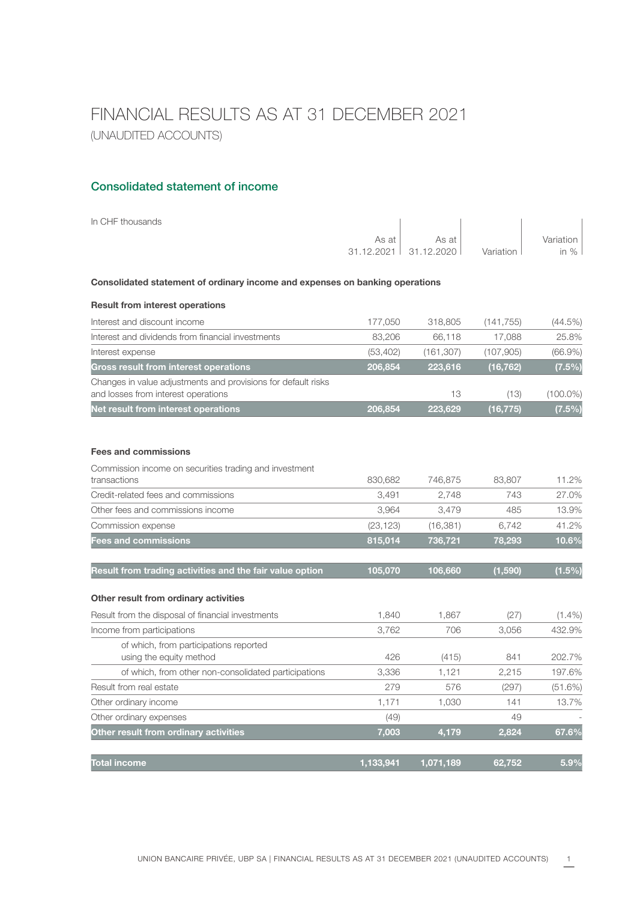# FINANCIAL RESULTS AS AT 31 DECEMBER 2021

(UNAUDITED ACCOUNTS)

## Consolidated statement of income

In CHF thousands

| | As at 31.12.2021 | As at 31.12.2020 | Variation | Variation in % |
|---|---|---|---|---|
| **Consolidated statement of ordinary income and expenses on banking operations** | | | | |
| **Result from interest operations** | | | | |
| Interest and discount income | 177,050 | 318,805 | (141,755) | (44.5%) |
| Interest and dividends from financial investments | 83,206 | 66,118 | 17,088 | 25.8% |
| Interest expense | (53,402) | (161,307) | (107,905) | (66.9%) |
| **Gross result from interest operations** | **206,854** | **223,616** | **(16,762)** | **(7.5%)** |
| Changes in value adjustments and provisions for default risks and losses from interest operations | | 13 | (13) | (100.0%) |
| **Net result from interest operations** | **206,854** | **223,629** | **(16,775)** | **(7.5%)** |
| **Fees and commissions** | | | | |
| Commission income on securities trading and investment transactions | 830,682 | 746,875 | 83,807 | 11.2% |
| Credit-related fees and commissions | 3,491 | 2,748 | 743 | 27.0% |
| Other fees and commissions income | 3,964 | 3,479 | 485 | 13.9% |
| Commission expense | (23,123) | (16,381) | 6,742 | 41.2% |
| **Fees and commissions** | **815,014** | **736,721** | **78,293** | **10.6%** |
| **Result from trading activities and the fair value option** | **105,070** | **106,660** | **(1,590)** | **(1.5%)** |
| **Other result from ordinary activities** | | | | |
| Result from the disposal of financial investments | 1,840 | 1,867 | (27) | (1.4%) |
| Income from participations | 3,762 | 706 | 3,056 | 432.9% |
| of which, from participations reported using the equity method | 426 | (415) | 841 | 202.7% |
| of which, from other non-consolidated participations | 3,336 | 1,121 | 2,215 | 197.6% |
| Result from real estate | 279 | 576 | (297) | (51.6%) |
| Other ordinary income | 1,171 | 1,030 | 141 | 13.7% |
| Other ordinary expenses | (49) | | 49 | - |
| **Other result from ordinary activities** | **7,003** | **4,179** | **2,824** | **67.6%** |
| **Total income** | **1,133,941** | **1,071,189** | **62,752** | **5.9%** |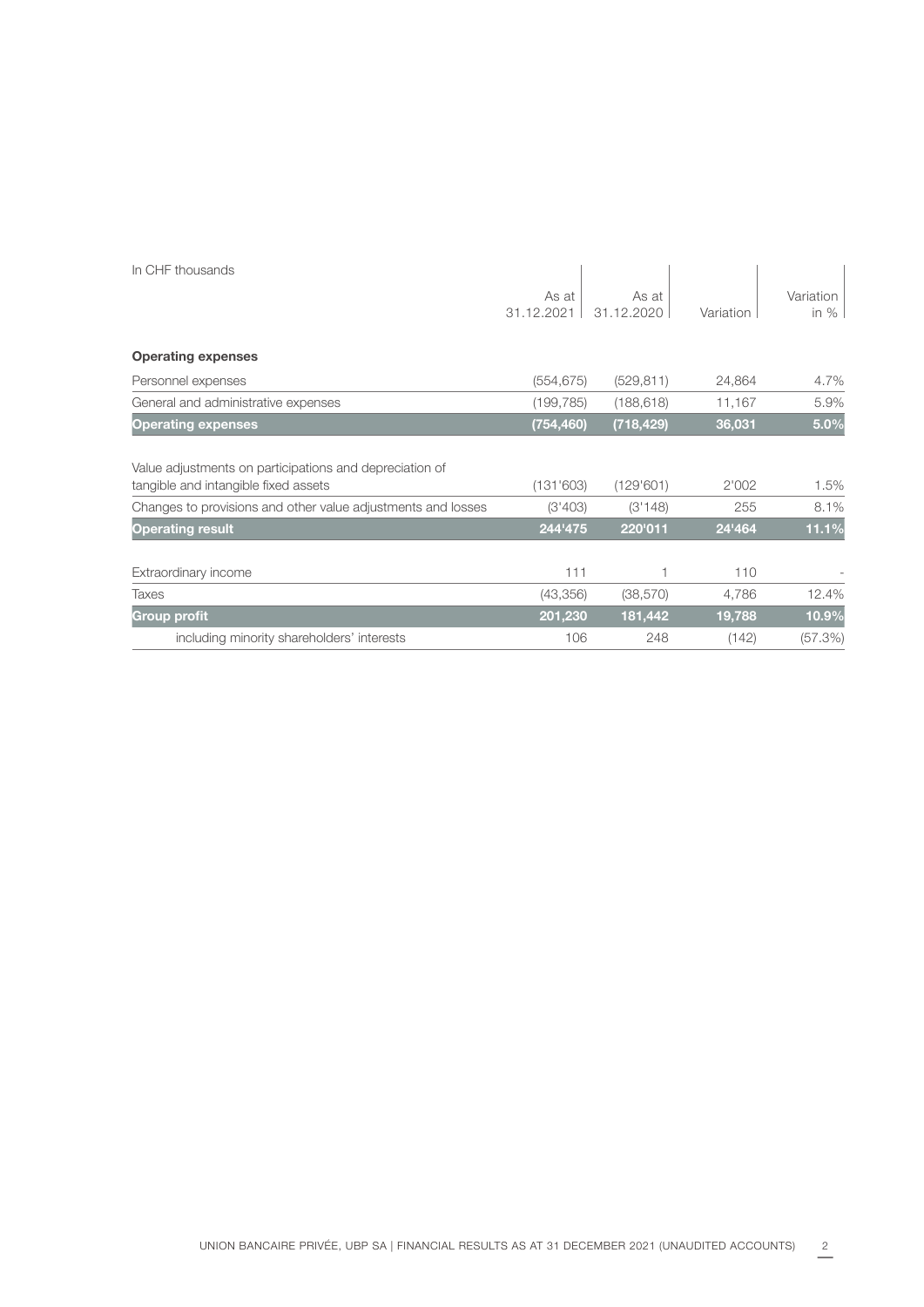In CHF thousands

| | As at 31.12.2021 | As at 31.12.2020 | Variation | Variation in % |
|---|---|---|---|---|
| **Operating expenses** | | | | |
| Personnel expenses | (554,675) | (529,811) | 24,864 | 4.7% |
| General and administrative expenses | (199,785) | (188,618) | 11,167 | 5.9% |
| **Operating expenses** | **(754,460)** | **(718,429)** | **36,031** | **5.0%** |
| Value adjustments on participations and depreciation of tangible and intangible fixed assets | (131'603) | (129'601) | 2'002 | 1.5% |
| Changes to provisions and other value adjustments and losses | (3'403) | (3'148) | 255 | 8.1% |
| **Operating result** | **244'475** | **220'011** | **24'464** | **11.1%** |
| Extraordinary income | 111 | 1 | 110 | - |
| Taxes | (43,356) | (38,570) | 4,786 | 12.4% |
| **Group profit** | **201,230** | **181,442** | **19,788** | **10.9%** |
| including minority shareholders' interests | 106 | 248 | (142) | (57.3%) |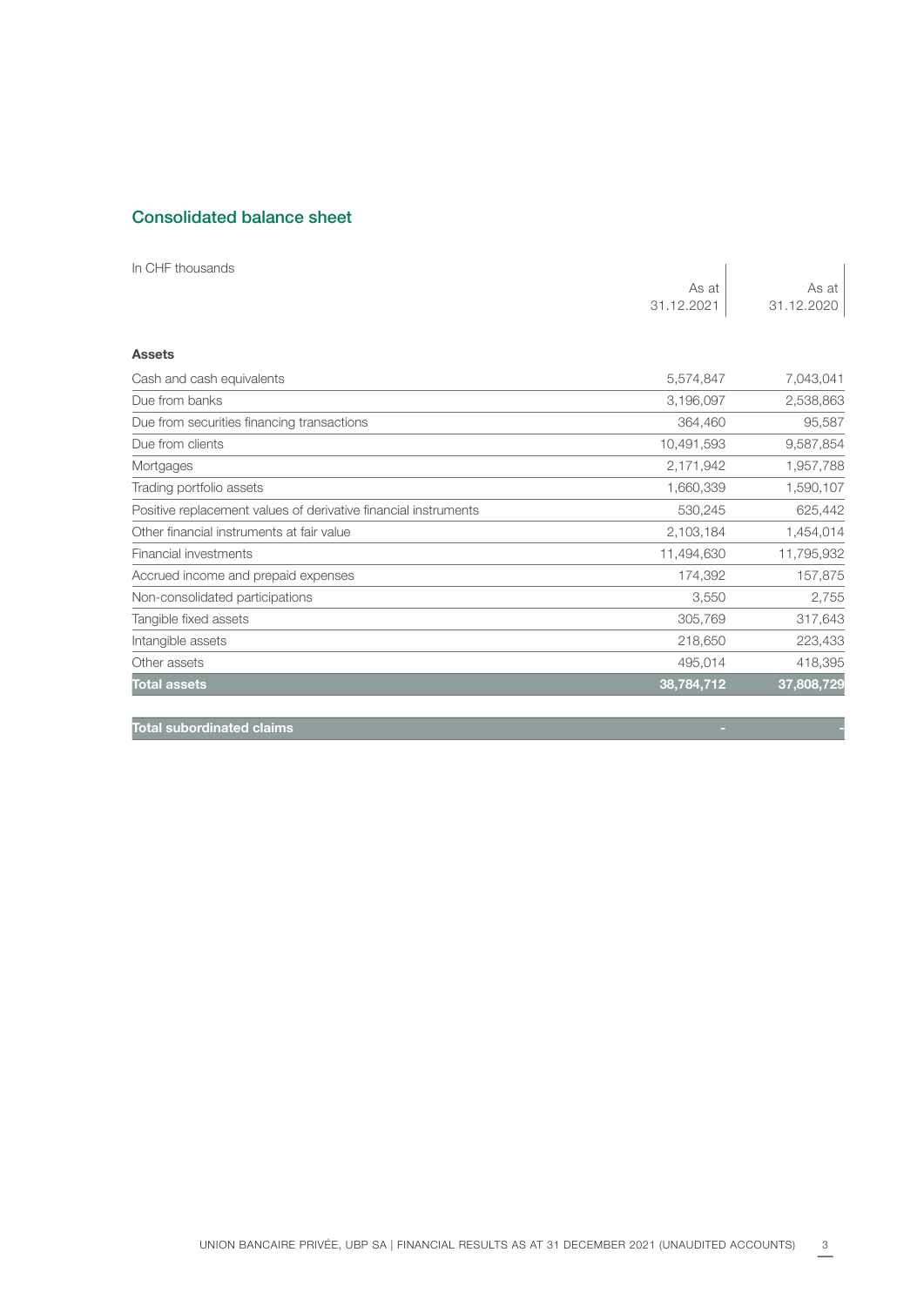## Consolidated balance sheet

In CHF thousands

| | As at 31.12.2021 | As at 31.12.2020 |
|---|---|---|
| **Assets** | | |
| Cash and cash equivalents | 5,574,847 | 7,043,041 |
| Due from banks | 3,196,097 | 2,538,863 |
| Due from securities financing transactions | 364,460 | 95,587 |
| Due from clients | 10,491,593 | 9,587,854 |
| Mortgages | 2,171,942 | 1,957,788 |
| Trading portfolio assets | 1,660,339 | 1,590,107 |
| Positive replacement values of derivative financial instruments | 530,245 | 625,442 |
| Other financial instruments at fair value | 2,103,184 | 1,454,014 |
| Financial investments | 11,494,630 | 11,795,932 |
| Accrued income and prepaid expenses | 174,392 | 157,875 |
| Non-consolidated participations | 3,550 | 2,755 |
| Tangible fixed assets | 305,769 | 317,643 |
| Intangible assets | 218,650 | 223,433 |
| Other assets | 495,014 | 418,395 |
| **Total assets** | **38,784,712** | **37,808,729** |
| | | |
| **Total subordinated claims** | **-** | **-** |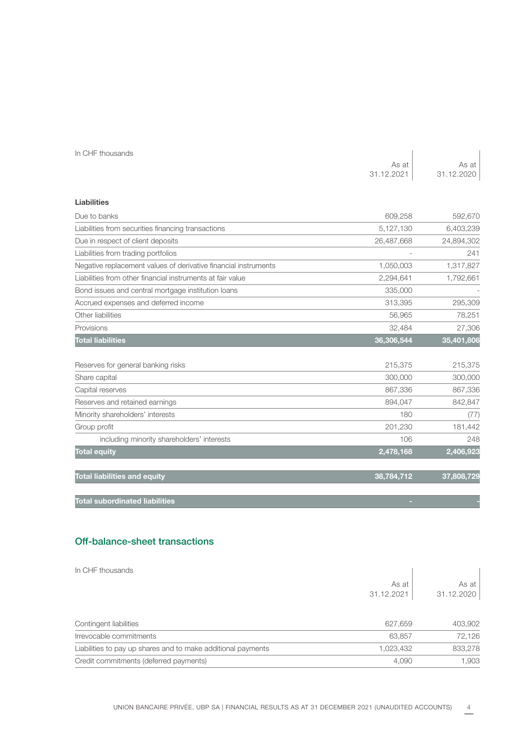| In CHF thousands | As at 31.12.2021 | As at 31.12.2020 |
|---|---|---|
| **Liabilities** | | |
| Due to banks | 609,258 | 592,670 |
| Liabilities from securities financing transactions | 5,127,130 | 6,403,239 |
| Due in respect of client deposits | 26,487,668 | 24,894,302 |
| Liabilities from trading portfolios | - | 241 |
| Negative replacement values of derivative financial instruments | 1,050,003 | 1,317,827 |
| Liabilities from other financial instruments at fair value | 2,294,641 | 1,792,661 |
| Bond issues and central mortgage institution loans | 335,000 | - |
| Accrued expenses and deferred income | 313,395 | 295,309 |
| Other liabilities | 56,965 | 78,251 |
| Provisions | 32,484 | 27,306 |
| **Total liabilities** | **36,306,544** | **35,401,806** |
| Reserves for general banking risks | 215,375 | 215,375 |
| Share capital | 300,000 | 300,000 |
| Capital reserves | 867,336 | 867,336 |
| Reserves and retained earnings | 894,047 | 842,847 |
| Minority shareholders' interests | 180 | (77) |
| Group profit | 201,230 | 181,442 |
| including minority shareholders' interests | 106 | 248 |
| **Total equity** | **2,478,168** | **2,406,923** |
| **Total liabilities and equity** | **38,784,712** | **37,808,729** |
| **Total subordinated liabilities** | **-** | **-** |

## Off-balance-sheet transactions

| In CHF thousands | As at 31.12.2021 | As at 31.12.2020 |
|---|---|---|
| Contingent liabilities | 627,659 | 403,902 |
| Irrevocable commitments | 63,857 | 72,126 |
| Liabilities to pay up shares and to make additional payments | 1,023,432 | 833,278 |
| Credit commitments (deferred payments) | 4,090 | 1,903 |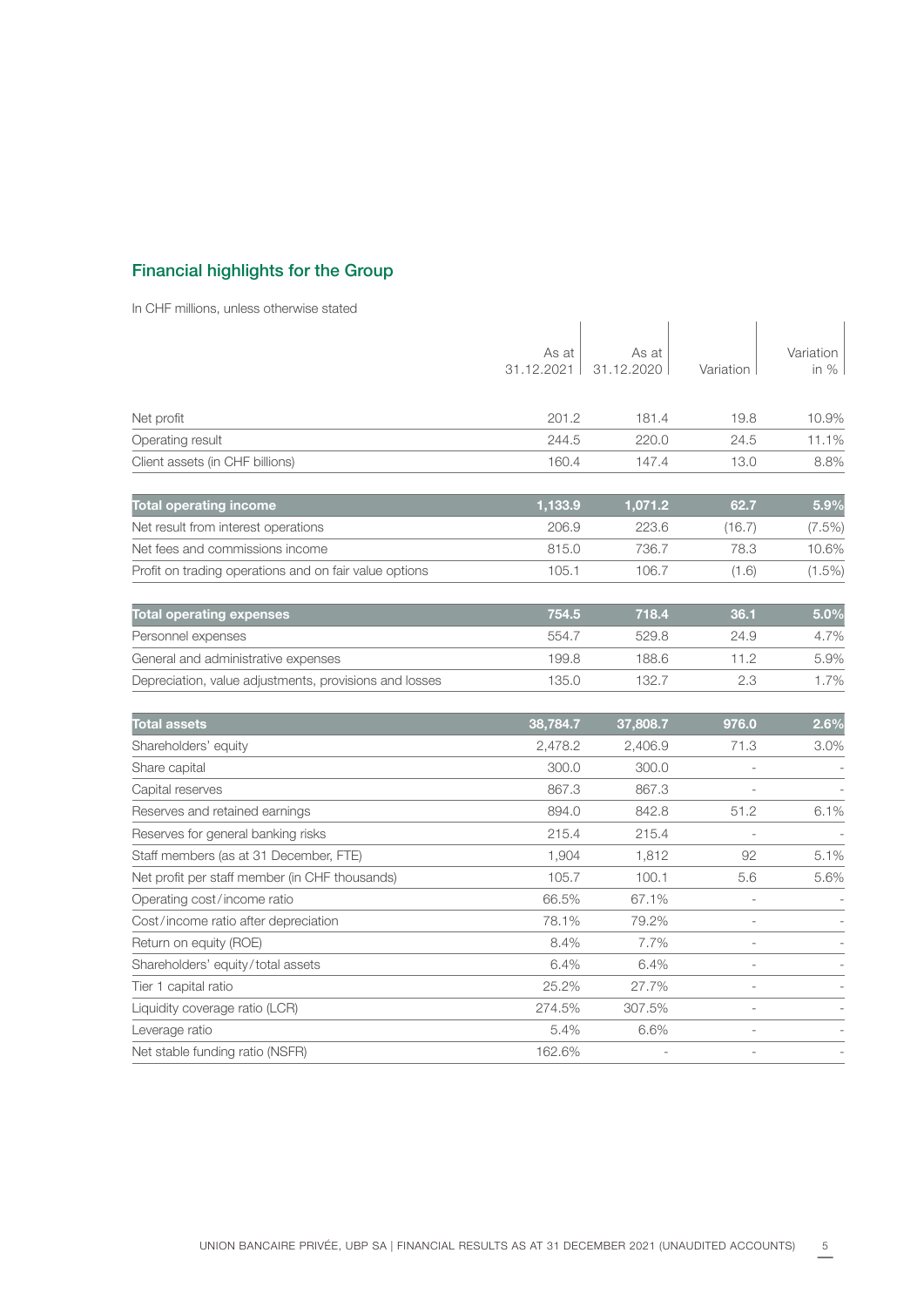## Financial highlights for the Group

In CHF millions, unless otherwise stated

| | As at 31.12.2021 | As at 31.12.2020 | Variation | Variation in % |
|---|---|---|---|---|
| Net profit | 201.2 | 181.4 | 19.8 | 10.9% |
| Operating result | 244.5 | 220.0 | 24.5 | 11.1% |
| Client assets (in CHF billions) | 160.4 | 147.4 | 13.0 | 8.8% |
| **Total operating income** | **1,133.9** | **1,071.2** | **62.7** | **5.9%** |
| Net result from interest operations | 206.9 | 223.6 | (16.7) | (7.5%) |
| Net fees and commissions income | 815.0 | 736.7 | 78.3 | 10.6% |
| Profit on trading operations and on fair value options | 105.1 | 106.7 | (1.6) | (1.5%) |
| **Total operating expenses** | **754.5** | **718.4** | **36.1** | **5.0%** |
| Personnel expenses | 554.7 | 529.8 | 24.9 | 4.7% |
| General and administrative expenses | 199.8 | 188.6 | 11.2 | 5.9% |
| Depreciation, value adjustments, provisions and losses | 135.0 | 132.7 | 2.3 | 1.7% |
| **Total assets** | **38,784.7** | **37,808.7** | **976.0** | **2.6%** |
| Shareholders' equity | 2,478.2 | 2,406.9 | 71.3 | 3.0% |
| Share capital | 300.0 | 300.0 | - | - |
| Capital reserves | 867.3 | 867.3 | - | - |
| Reserves and retained earnings | 894.0 | 842.8 | 51.2 | 6.1% |
| Reserves for general banking risks | 215.4 | 215.4 | - | - |
| Staff members (as at 31 December, FTE) | 1,904 | 1,812 | 92 | 5.1% |
| Net profit per staff member (in CHF thousands) | 105.7 | 100.1 | 5.6 | 5.6% |
| Operating cost/income ratio | 66.5% | 67.1% | - | - |
| Cost/income ratio after depreciation | 78.1% | 79.2% | - | - |
| Return on equity (ROE) | 8.4% | 7.7% | - | - |
| Shareholders' equity/total assets | 6.4% | 6.4% | - | - |
| Tier 1 capital ratio | 25.2% | 27.7% | - | - |
| Liquidity coverage ratio (LCR) | 274.5% | 307.5% | - | - |
| Leverage ratio | 5.4% | 6.6% | - | - |
| Net stable funding ratio (NSFR) | 162.6% | - | - | - |